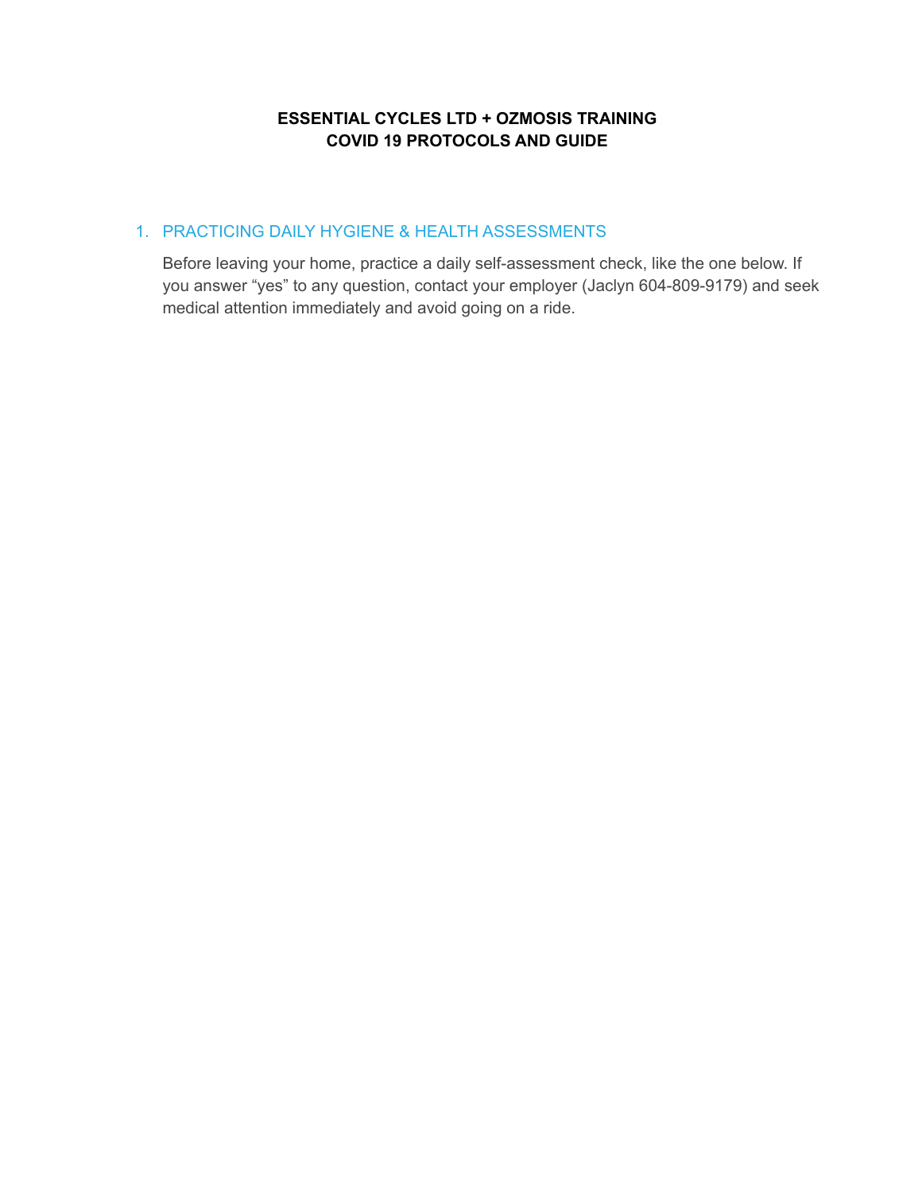**ESSENTIAL CYCLES LTD + OZMOSIS TRAINING**
**COVID 19 PROTOCOLS AND GUIDE**

## 1. PRACTICING DAILY HYGIENE & HEALTH ASSESSMENTS

Before leaving your home, practice a daily self-assessment check, like the one below. If you answer “yes” to any question, contact your employer (Jaclyn 604-809-9179) and seek medical attention immediately and avoid going on a ride.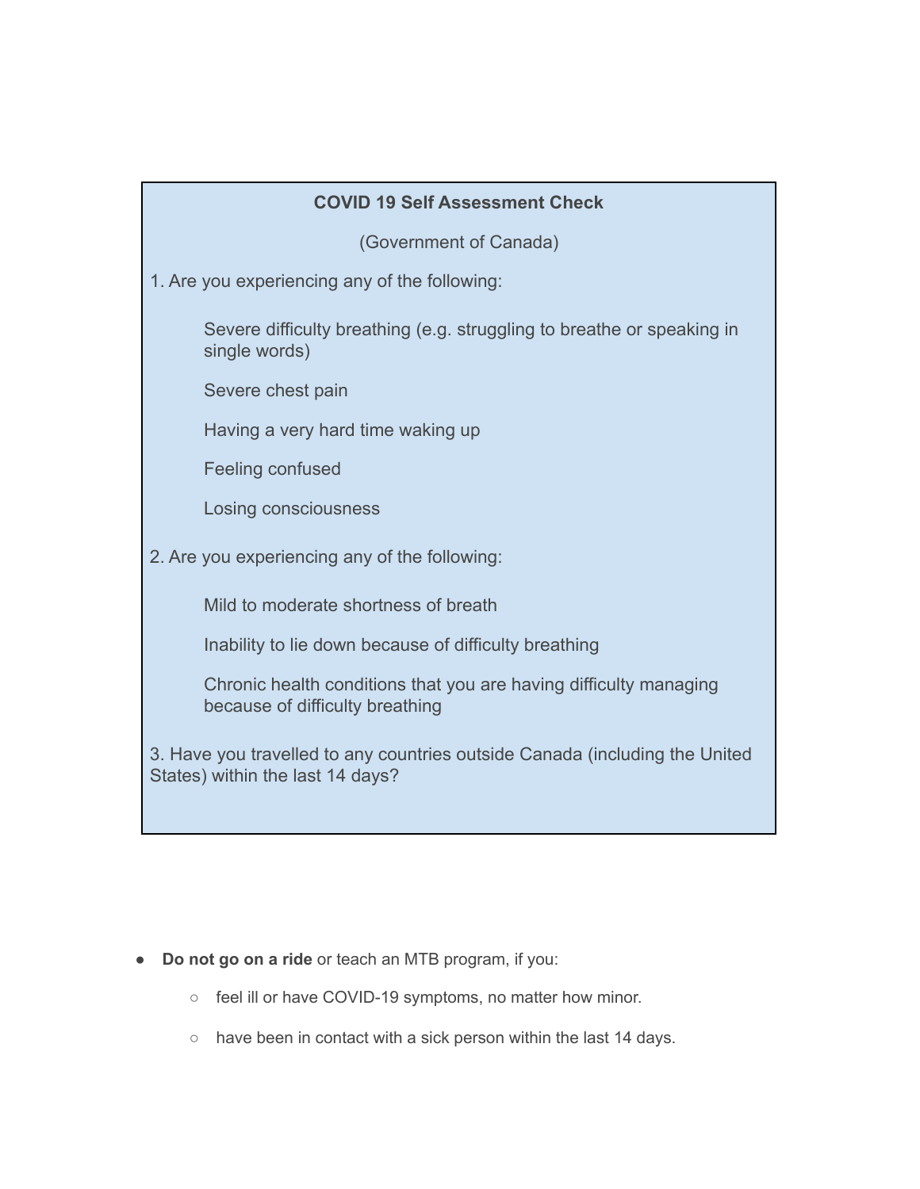**COVID 19 Self Assessment Check**

(Government of Canada)

1. Are you experiencing any of the following:

    Severe difficulty breathing (e.g. struggling to breathe or speaking in single words)

    Severe chest pain

    Having a very hard time waking up

    Feeling confused

    Losing consciousness

2. Are you experiencing any of the following:

    Mild to moderate shortness of breath

    Inability to lie down because of difficulty breathing

    Chronic health conditions that you are having difficulty managing because of difficulty breathing

3. Have you travelled to any countries outside Canada (including the United States) within the last 14 days?

- **Do not go on a ride** or teach an MTB program, if you:
    - feel ill or have COVID-19 symptoms, no matter how minor.
    - have been in contact with a sick person within the last 14 days.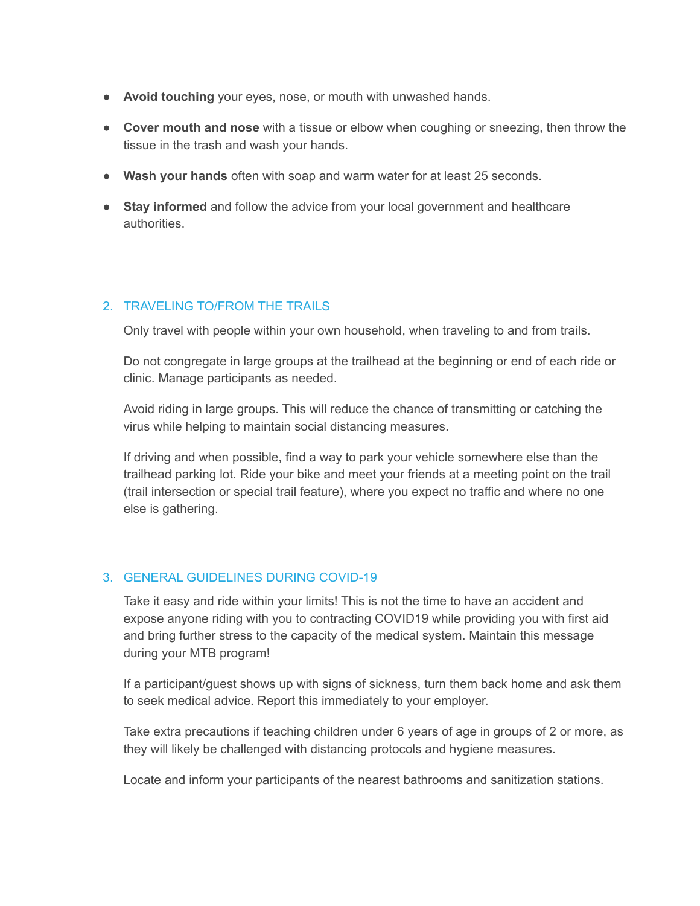- **Avoid touching** your eyes, nose, or mouth with unwashed hands.
- **Cover mouth and nose** with a tissue or elbow when coughing or sneezing, then throw the tissue in the trash and wash your hands.
- **Wash your hands** often with soap and warm water for at least 25 seconds.
- **Stay informed** and follow the advice from your local government and healthcare authorities.

## 2. TRAVELING TO/FROM THE TRAILS

Only travel with people within your own household, when traveling to and from trails.

Do not congregate in large groups at the trailhead at the beginning or end of each ride or clinic. Manage participants as needed.

Avoid riding in large groups. This will reduce the chance of transmitting or catching the virus while helping to maintain social distancing measures.

If driving and when possible, find a way to park your vehicle somewhere else than the trailhead parking lot. Ride your bike and meet your friends at a meeting point on the trail (trail intersection or special trail feature), where you expect no traffic and where no one else is gathering.

## 3. GENERAL GUIDELINES DURING COVID-19

Take it easy and ride within your limits! This is not the time to have an accident and expose anyone riding with you to contracting COVID19 while providing you with first aid and bring further stress to the capacity of the medical system. Maintain this message during your MTB program!

If a participant/guest shows up with signs of sickness, turn them back home and ask them to seek medical advice. Report this immediately to your employer.

Take extra precautions if teaching children under 6 years of age in groups of 2 or more, as they will likely be challenged with distancing protocols and hygiene measures.

Locate and inform your participants of the nearest bathrooms and sanitization stations.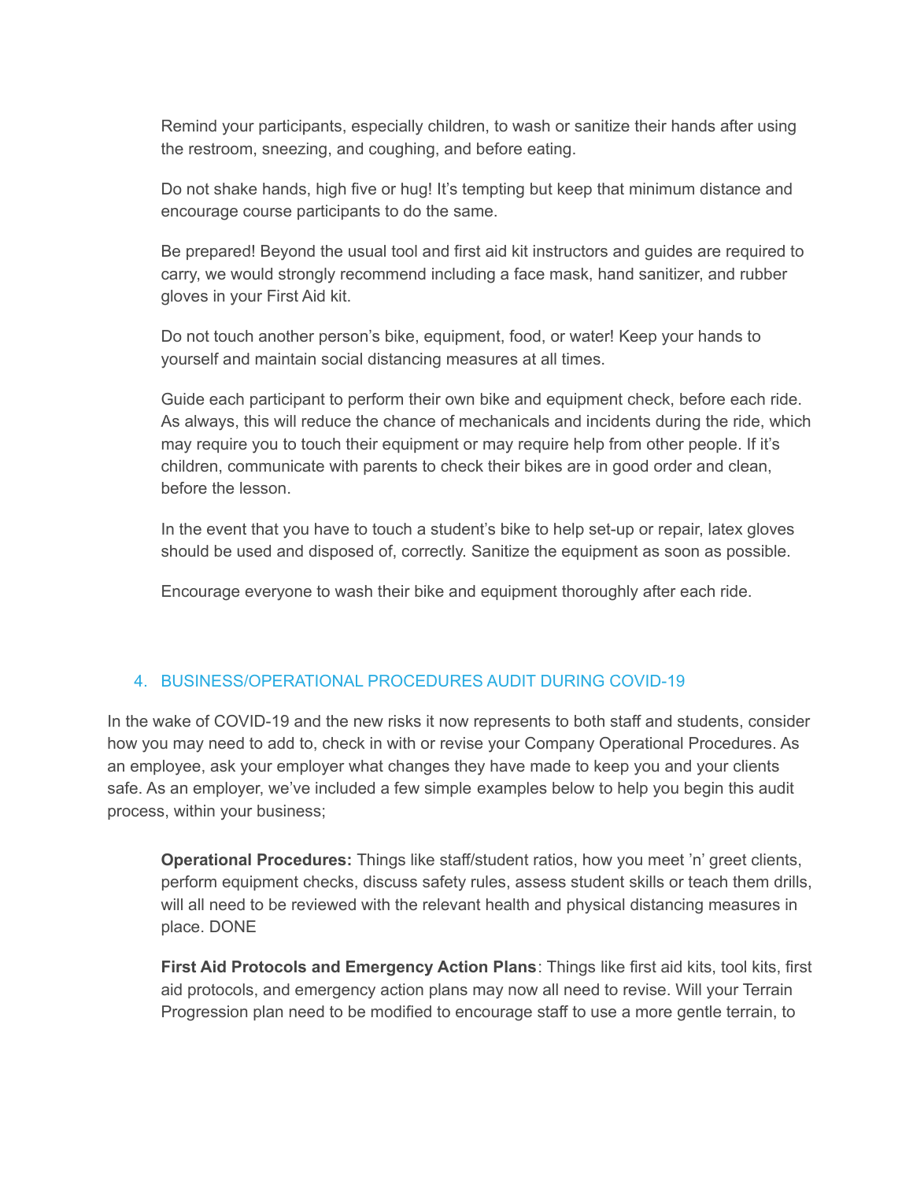Remind your participants, especially children, to wash or sanitize their hands after using the restroom, sneezing, and coughing, and before eating.

Do not shake hands, high five or hug! It's tempting but keep that minimum distance and encourage course participants to do the same.

Be prepared! Beyond the usual tool and first aid kit instructors and guides are required to carry, we would strongly recommend including a face mask, hand sanitizer, and rubber gloves in your First Aid kit.

Do not touch another person's bike, equipment, food, or water! Keep your hands to yourself and maintain social distancing measures at all times.

Guide each participant to perform their own bike and equipment check, before each ride. As always, this will reduce the chance of mechanicals and incidents during the ride, which may require you to touch their equipment or may require help from other people. If it's children, communicate with parents to check their bikes are in good order and clean, before the lesson.

In the event that you have to touch a student's bike to help set-up or repair, latex gloves should be used and disposed of, correctly. Sanitize the equipment as soon as possible.

Encourage everyone to wash their bike and equipment thoroughly after each ride.

## 4. BUSINESS/OPERATIONAL PROCEDURES AUDIT DURING COVID-19

In the wake of COVID-19 and the new risks it now represents to both staff and students, consider how you may need to add to, check in with or revise your Company Operational Procedures. As an employee, ask your employer what changes they have made to keep you and your clients safe. As an employer, we've included a few simple examples below to help you begin this audit process, within your business;

**Operational Procedures:** Things like staff/student ratios, how you meet 'n' greet clients, perform equipment checks, discuss safety rules, assess student skills or teach them drills, will all need to be reviewed with the relevant health and physical distancing measures in place. DONE

**First Aid Protocols and Emergency Action Plans**: Things like first aid kits, tool kits, first aid protocols, and emergency action plans may now all need to revise. Will your Terrain Progression plan need to be modified to encourage staff to use a more gentle terrain, to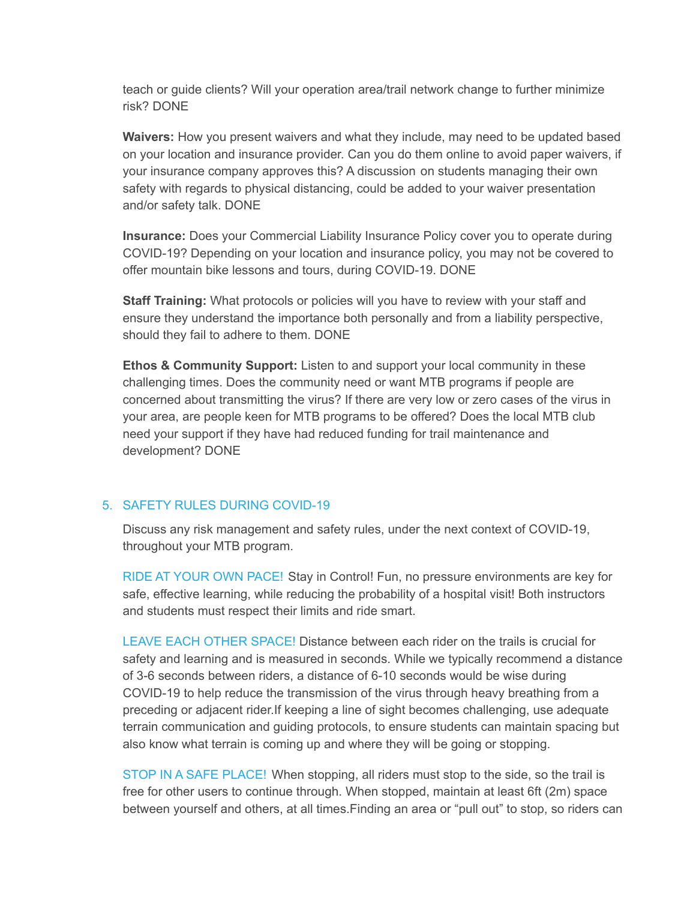teach or guide clients? Will your operation area/trail network change to further minimize risk? DONE

**Waivers:** How you present waivers and what they include, may need to be updated based on your location and insurance provider. Can you do them online to avoid paper waivers, if your insurance company approves this? A discussion on students managing their own safety with regards to physical distancing, could be added to your waiver presentation and/or safety talk. DONE

**Insurance:** Does your Commercial Liability Insurance Policy cover you to operate during COVID-19? Depending on your location and insurance policy, you may not be covered to offer mountain bike lessons and tours, during COVID-19. DONE

**Staff Training:** What protocols or policies will you have to review with your staff and ensure they understand the importance both personally and from a liability perspective, should they fail to adhere to them. DONE

**Ethos & Community Support:** Listen to and support your local community in these challenging times. Does the community need or want MTB programs if people are concerned about transmitting the virus? If there are very low or zero cases of the virus in your area, are people keen for MTB programs to be offered? Does the local MTB club need your support if they have had reduced funding for trail maintenance and development? DONE

## 5. SAFETY RULES DURING COVID-19

Discuss any risk management and safety rules, under the next context of COVID-19, throughout your MTB program.

RIDE AT YOUR OWN PACE! Stay in Control! Fun, no pressure environments are key for safe, effective learning, while reducing the probability of a hospital visit! Both instructors and students must respect their limits and ride smart.

LEAVE EACH OTHER SPACE! Distance between each rider on the trails is crucial for safety and learning and is measured in seconds. While we typically recommend a distance of 3-6 seconds between riders, a distance of 6-10 seconds would be wise during COVID-19 to help reduce the transmission of the virus through heavy breathing from a preceding or adjacent rider.If keeping a line of sight becomes challenging, use adequate terrain communication and guiding protocols, to ensure students can maintain spacing but also know what terrain is coming up and where they will be going or stopping.

STOP IN A SAFE PLACE! When stopping, all riders must stop to the side, so the trail is free for other users to continue through. When stopped, maintain at least 6ft (2m) space between yourself and others, at all times.Finding an area or "pull out" to stop, so riders can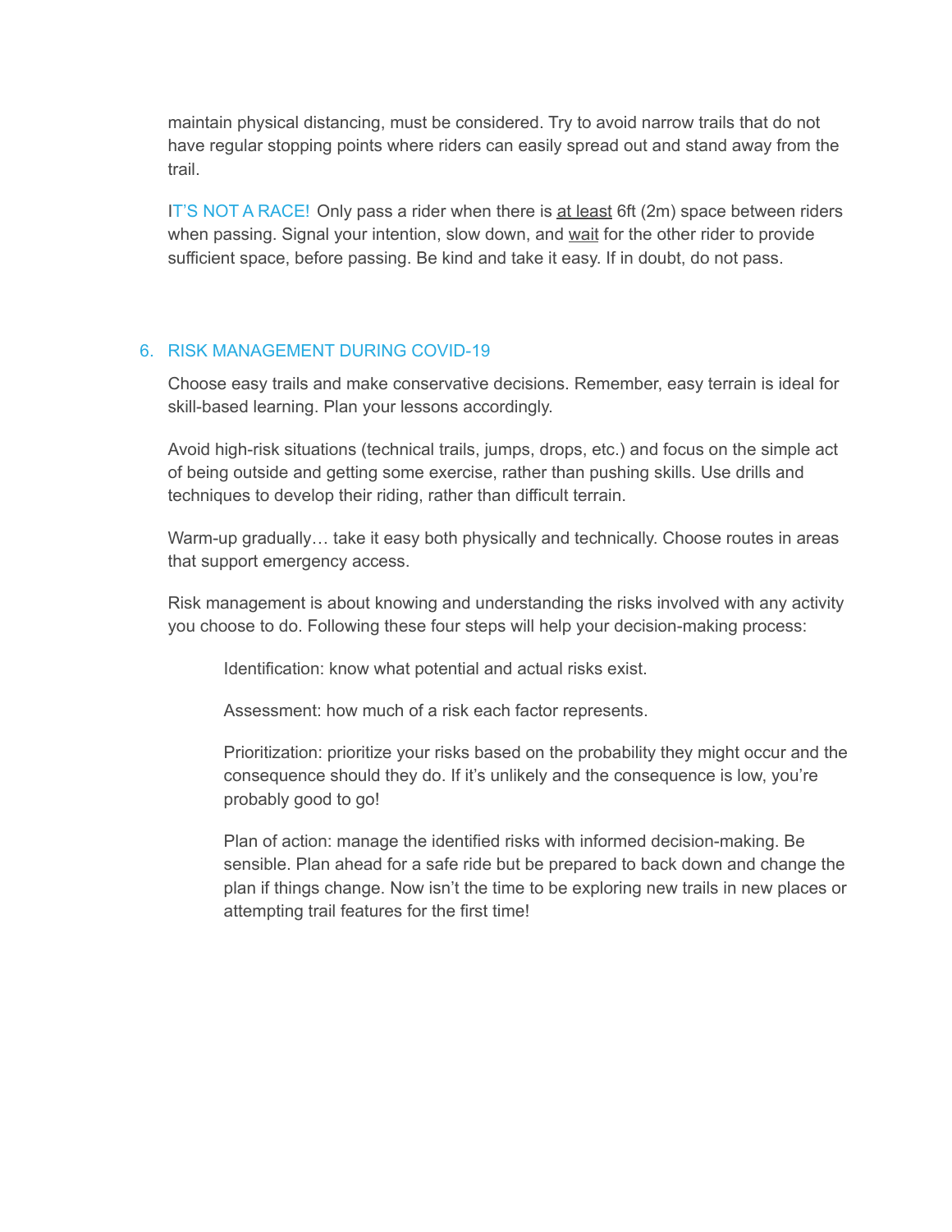maintain physical distancing, must be considered. Try to avoid narrow trails that do not have regular stopping points where riders can easily spread out and stand away from the trail.

IT'S NOT A RACE! Only pass a rider when there is <u>at least</u> 6ft (2m) space between riders when passing. Signal your intention, slow down, and <u>wait</u> for the other rider to provide sufficient space, before passing. Be kind and take it easy. If in doubt, do not pass.

## 6. RISK MANAGEMENT DURING COVID-19

Choose easy trails and make conservative decisions. Remember, easy terrain is ideal for skill-based learning. Plan your lessons accordingly.

Avoid high-risk situations (technical trails, jumps, drops, etc.) and focus on the simple act of being outside and getting some exercise, rather than pushing skills. Use drills and techniques to develop their riding, rather than difficult terrain.

Warm-up gradually… take it easy both physically and technically. Choose routes in areas that support emergency access.

Risk management is about knowing and understanding the risks involved with any activity you choose to do. Following these four steps will help your decision-making process:

> Identification: know what potential and actual risks exist.
>
> Assessment: how much of a risk each factor represents.
>
> Prioritization: prioritize your risks based on the probability they might occur and the consequence should they do. If it's unlikely and the consequence is low, you're probably good to go!
>
> Plan of action: manage the identified risks with informed decision-making. Be sensible. Plan ahead for a safe ride but be prepared to back down and change the plan if things change. Now isn't the time to be exploring new trails in new places or attempting trail features for the first time!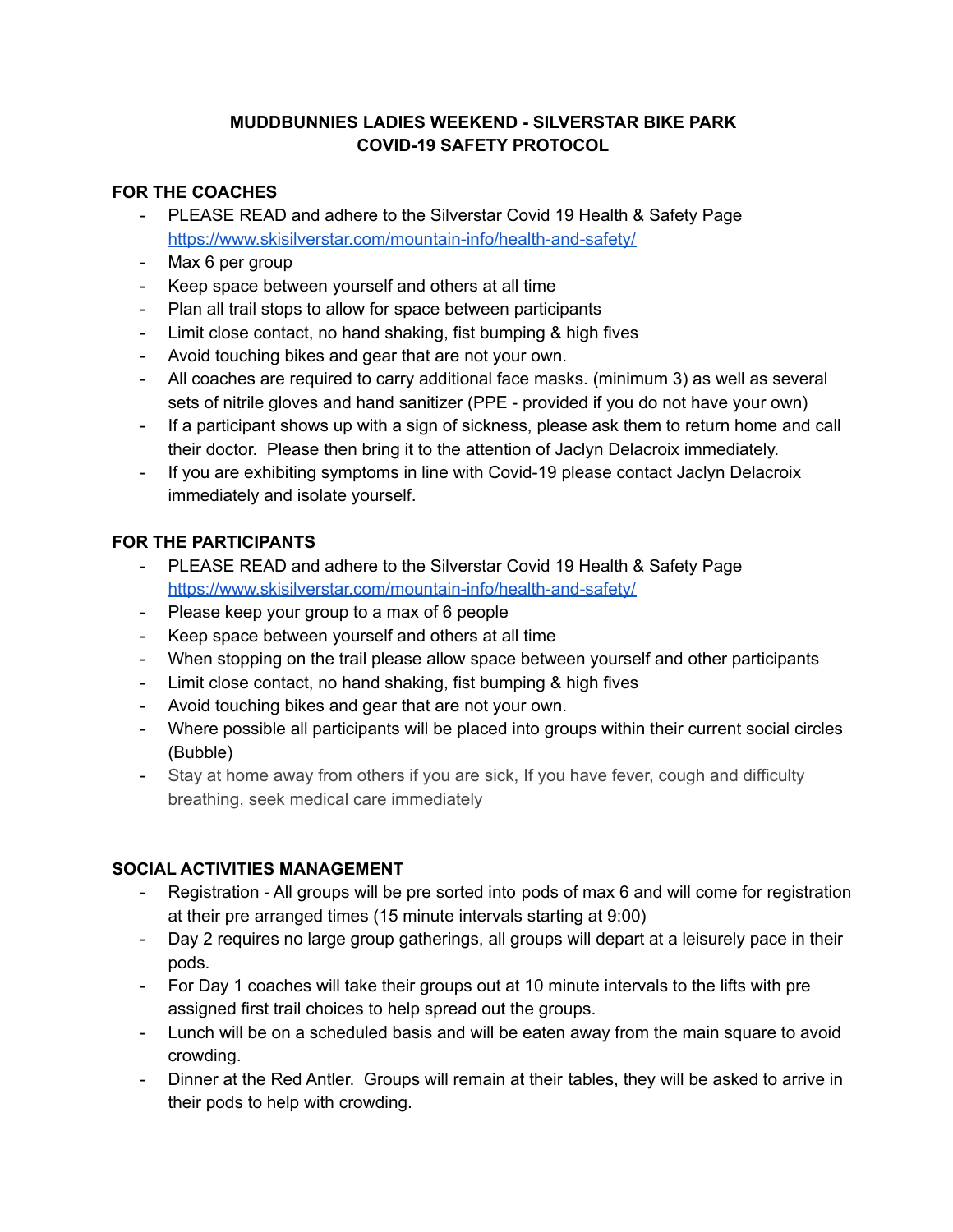**MUDDBUNNIES LADIES WEEKEND - SILVERSTAR BIKE PARK**
**COVID-19 SAFETY PROTOCOL**

**FOR THE COACHES**

- PLEASE READ and adhere to the Silverstar Covid 19 Health & Safety Page [https://www.skisilverstar.com/mountain-info/health-and-safety/](https://www.skisilverstar.com/mountain-info/health-and-safety/)
- Max 6 per group
- Keep space between yourself and others at all time
- Plan all trail stops to allow for space between participants
- Limit close contact, no hand shaking, fist bumping & high fives
- Avoid touching bikes and gear that are not your own.
- All coaches are required to carry additional face masks. (minimum 3) as well as several sets of nitrile gloves and hand sanitizer (PPE - provided if you do not have your own)
- If a participant shows up with a sign of sickness, please ask them to return home and call their doctor. Please then bring it to the attention of Jaclyn Delacroix immediately.
- If you are exhibiting symptoms in line with Covid-19 please contact Jaclyn Delacroix immediately and isolate yourself.

**FOR THE PARTICIPANTS**

- PLEASE READ and adhere to the Silverstar Covid 19 Health & Safety Page [https://www.skisilverstar.com/mountain-info/health-and-safety/](https://www.skisilverstar.com/mountain-info/health-and-safety/)
- Please keep your group to a max of 6 people
- Keep space between yourself and others at all time
- When stopping on the trail please allow space between yourself and other participants
- Limit close contact, no hand shaking, fist bumping & high fives
- Avoid touching bikes and gear that are not your own.
- Where possible all participants will be placed into groups within their current social circles (Bubble)
- Stay at home away from others if you are sick, If you have fever, cough and difficulty breathing, seek medical care immediately

**SOCIAL ACTIVITIES MANAGEMENT**

- Registration - All groups will be pre sorted into pods of max 6 and will come for registration at their pre arranged times (15 minute intervals starting at 9:00)
- Day 2 requires no large group gatherings, all groups will depart at a leisurely pace in their pods.
- For Day 1 coaches will take their groups out at 10 minute intervals to the lifts with pre assigned first trail choices to help spread out the groups.
- Lunch will be on a scheduled basis and will be eaten away from the main square to avoid crowding.
- Dinner at the Red Antler. Groups will remain at their tables, they will be asked to arrive in their pods to help with crowding.